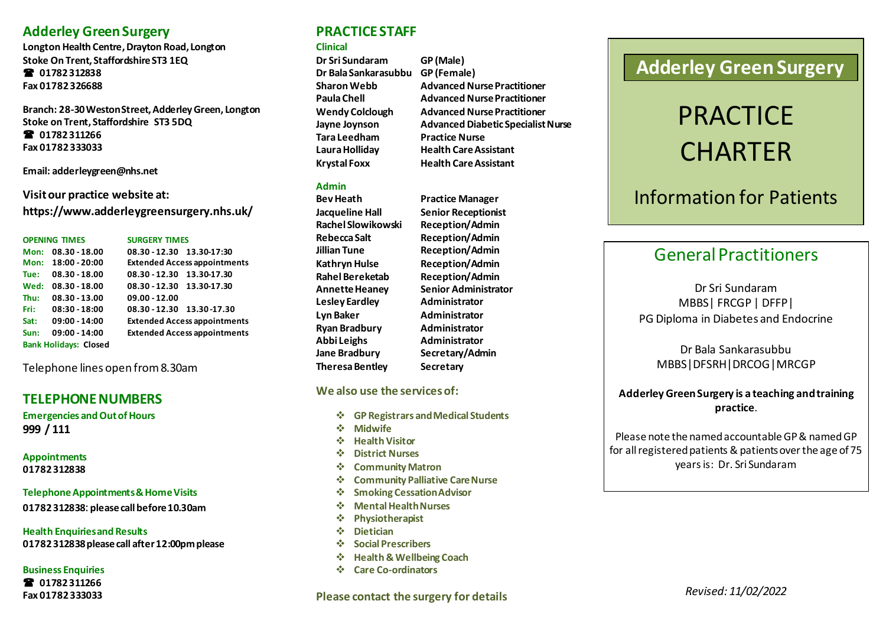## Adderley Green Surgery

**Longton Health Centre, Drayton Road, Longton**
**Stoke On Trent, Staffordshire ST3 1EQ**
**☎ 01782 312838**
**Fax 01782 326688**

**Branch: 28-30 Weston Street, Adderley Green, Longton**
**Stoke on Trent, Staffordshire ST3 5DQ**
**☎ 01782 311266**
**Fax 01782 333033**

**Email: adderleygreen@nhs.net**

**Visit our practice website at:**
**https://www.adderleygreensurgery.nhs.uk/**

| OPENING TIMES | | SURGERY TIMES |
|---|---|---|
| **Mon:** | **08.30 - 18.00** | **08.30 - 12.30 13.30-17:30** |
| **Mon:** | **18:00 - 20:00** | **Extended Access appointments** |
| **Tue:** | **08.30 - 18.00** | **08.30 - 12.30 13.30-17.30** |
| **Wed:** | **08.30 - 18.00** | **08.30 - 12.30 13.30-17.30** |
| **Thu:** | **08.30 - 13.00** | **09.00 - 12.00** |
| **Fri:** | **08:30 - 18:00** | **08.30 - 12.30 13.30 -17.30** |
| **Sat:** | **09:00 - 14:00** | **Extended Access appointments** |
| **Sun:** | **09:00 - 14:00** | **Extended Access appointments** |
| **Bank Holidays:** | **Closed** | |

Telephone lines open from 8.30am

## TELEPHONE NUMBERS

**Emergencies and Out of Hours**
**999 / 111**

**Appointments**
**01782 312838**

**Telephone Appointments & Home Visits**
**01782 312838: please call before 10.30am**

**Health Enquiries and Results**
**01782 312838 please call after 12:00pm please**

**Business Enquiries**
**☎ 01782 311266**
**Fax 01782 333033**

## PRACTICE STAFF

### Clinical

| | |
|---|---|
| **Dr Sri Sundaram** | **GP (Male)** |
| **Dr Bala Sankarasubbu** | **GP (Female)** |
| **Sharon Webb** | **Advanced Nurse Practitioner** |
| **Paula Chell** | **Advanced Nurse Practitioner** |
| **Wendy Colclough** | **Advanced Nurse Practitioner** |
| **Jayne Joynson** | **Advanced Diabetic Specialist Nurse** |
| **Tara Leedham** | **Practice Nurse** |
| **Laura Holliday** | **Health Care Assistant** |
| **Krystal Foxx** | **Health Care Assistant** |

### Admin

| | |
|---|---|
| **Bev Heath** | **Practice Manager** |
| **Jacqueline Hall** | **Senior Receptionist** |
| **Rachel Slowikowski** | **Reception/Admin** |
| **Rebecca Salt** | **Reception/Admin** |
| **Jillian Tune** | **Reception/Admin** |
| **Kathryn Hulse** | **Reception/Admin** |
| **Rahel Bereketab** | **Reception/Admin** |
| **Annette Heaney** | **Senior Administrator** |
| **Lesley Eardley** | **Administrator** |
| **Lyn Baker** | **Administrator** |
| **Ryan Bradbury** | **Administrator** |
| **Abbi Leighs** | **Administrator** |
| **Jane Bradbury** | **Secretary/Admin** |
| **Theresa Bentley** | **Secretary** |

**We also use the services of:**

- **GP Registrars and Medical Students**
- **Midwife**
- **Health Visitor**
- **District Nurses**
- **Community Matron**
- **Community Palliative Care Nurse**
- **Smoking Cessation Advisor**
- **Mental Health Nurses**
- **Physiotherapist**
- **Dietician**
- **Social Prescribers**
- **Health & Wellbeing Coach**
- **Care Co-ordinators**

**Please contact the surgery for details**

# Adderley Green Surgery

# PRACTICE CHARTER

## Information for Patients

## General Practitioners

Dr Sri Sundaram
MBBS| FRCGP | DFFP|
PG Diploma in Diabetes and Endocrine

Dr Bala Sankarasubbu
MBBS|DFSRH|DRCOG|MRCGP

**Adderley Green Surgery is a teaching and training practice.**

Please note the named accountable GP & named GP for all registered patients & patients over the age of 75 years is: Dr. Sri Sundaram

*Revised: 11/02/2022*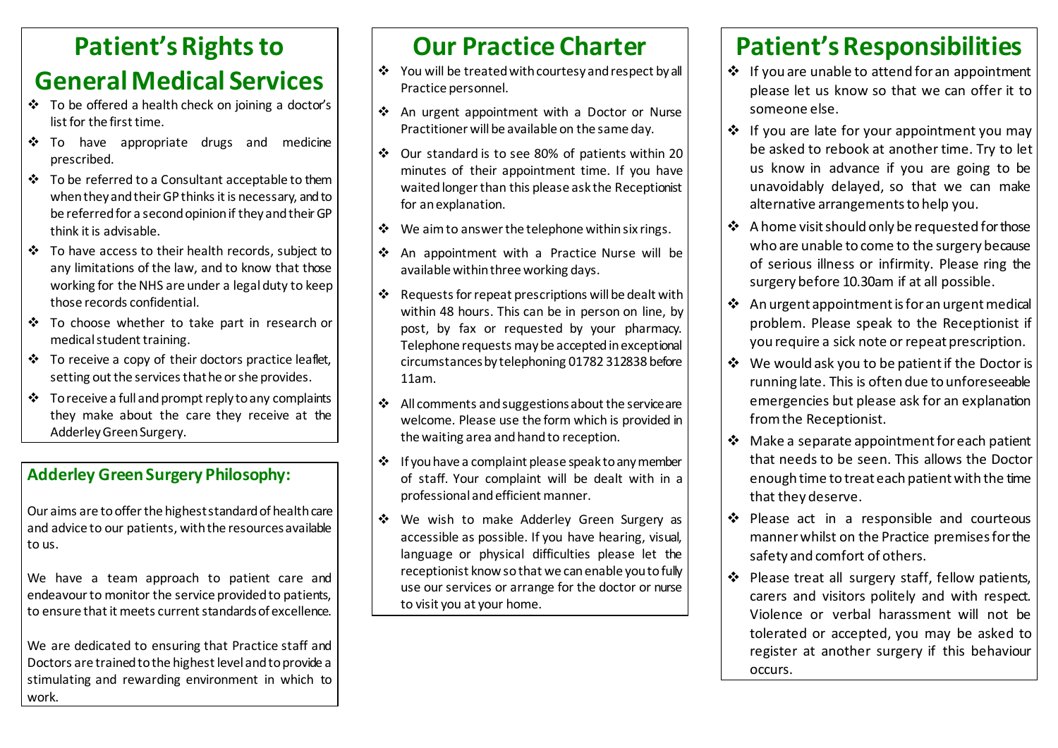# Patient's Rights to General Medical Services

- To be offered a health check on joining a doctor's list for the first time.
- To have appropriate drugs and medicine prescribed.
- To be referred to a Consultant acceptable to them when they and their GP thinks it is necessary, and to be referred for a second opinion if they and their GP think it is advisable.
- To have access to their health records, subject to any limitations of the law, and to know that those working for the NHS are under a legal duty to keep those records confidential.
- To choose whether to take part in research or medical student training.
- To receive a copy of their doctors practice leaflet, setting out the services that he or she provides.
- To receive a full and prompt reply to any complaints they make about the care they receive at the Adderley Green Surgery.

## Adderley Green Surgery Philosophy:

Our aims are to offer the highest standard of health care and advice to our patients, with the resources available to us.

We have a team approach to patient care and endeavour to monitor the service provided to patients, to ensure that it meets current standards of excellence.

We are dedicated to ensuring that Practice staff and Doctors are trained to the highest level and to provide a stimulating and rewarding environment in which to work.

# Our Practice Charter

- You will be treated with courtesy and respect by all Practice personnel.
- An urgent appointment with a Doctor or Nurse Practitioner will be available on the same day.
- Our standard is to see 80% of patients within 20 minutes of their appointment time. If you have waited longer than this please ask the Receptionist for an explanation.
- We aim to answer the telephone within six rings.
- An appointment with a Practice Nurse will be available within three working days.
- Requests for repeat prescriptions will be dealt with within 48 hours. This can be in person on line, by post, by fax or requested by your pharmacy. Telephone requests may be accepted in exceptional circumstances by telephoning 01782 312838 before 11am.
- All comments and suggestions about the service are welcome. Please use the form which is provided in the waiting area and hand to reception.
- If you have a complaint please speak to any member of staff. Your complaint will be dealt with in a professional and efficient manner.
- We wish to make Adderley Green Surgery as accessible as possible. If you have hearing, visual, language or physical difficulties please let the receptionist know so that we can enable you to fully use our services or arrange for the doctor or nurse to visit you at your home.

# Patient's Responsibilities

- If you are unable to attend for an appointment please let us know so that we can offer it to someone else.
- If you are late for your appointment you may be asked to rebook at another time. Try to let us know in advance if you are going to be unavoidably delayed, so that we can make alternative arrangements to help you.
- A home visit should only be requested for those who are unable to come to the surgery because of serious illness or infirmity. Please ring the surgery before 10.30am if at all possible.
- An urgent appointment is for an urgent medical problem. Please speak to the Receptionist if you require a sick note or repeat prescription.
- We would ask you to be patient if the Doctor is running late. This is often due to unforeseeable emergencies but please ask for an explanation from the Receptionist.
- Make a separate appointment for each patient that needs to be seen. This allows the Doctor enough time to treat each patient with the time that they deserve.
- Please act in a responsible and courteous manner whilst on the Practice premises for the safety and comfort of others.
- Please treat all surgery staff, fellow patients, carers and visitors politely and with respect. Violence or verbal harassment will not be tolerated or accepted, you may be asked to register at another surgery if this behaviour occurs.